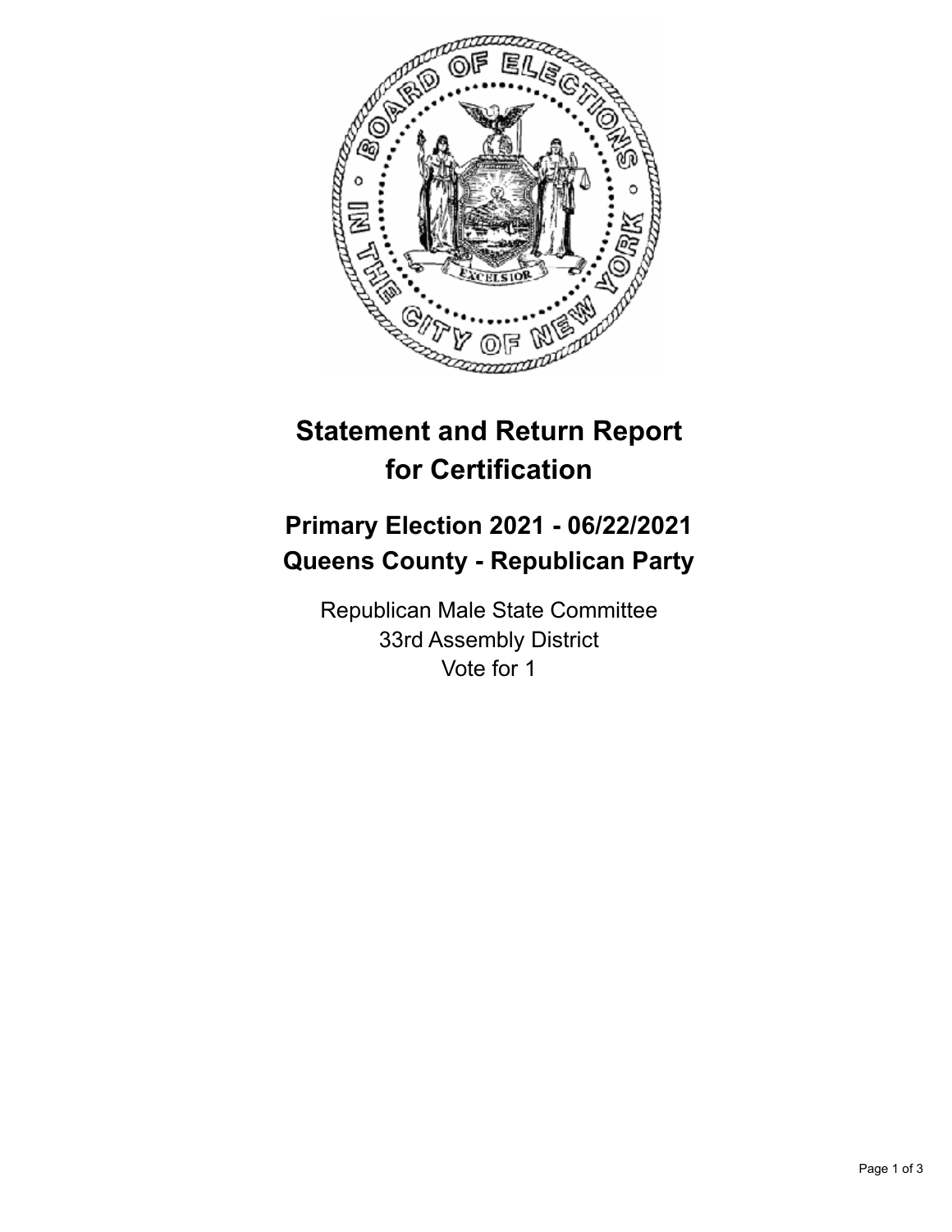# Statement and Return Report for Certification

## Primary Election 2021 - 06/22/2021
## Queens County - Republican Party

Republican Male State Committee
33rd Assembly District
Vote for 1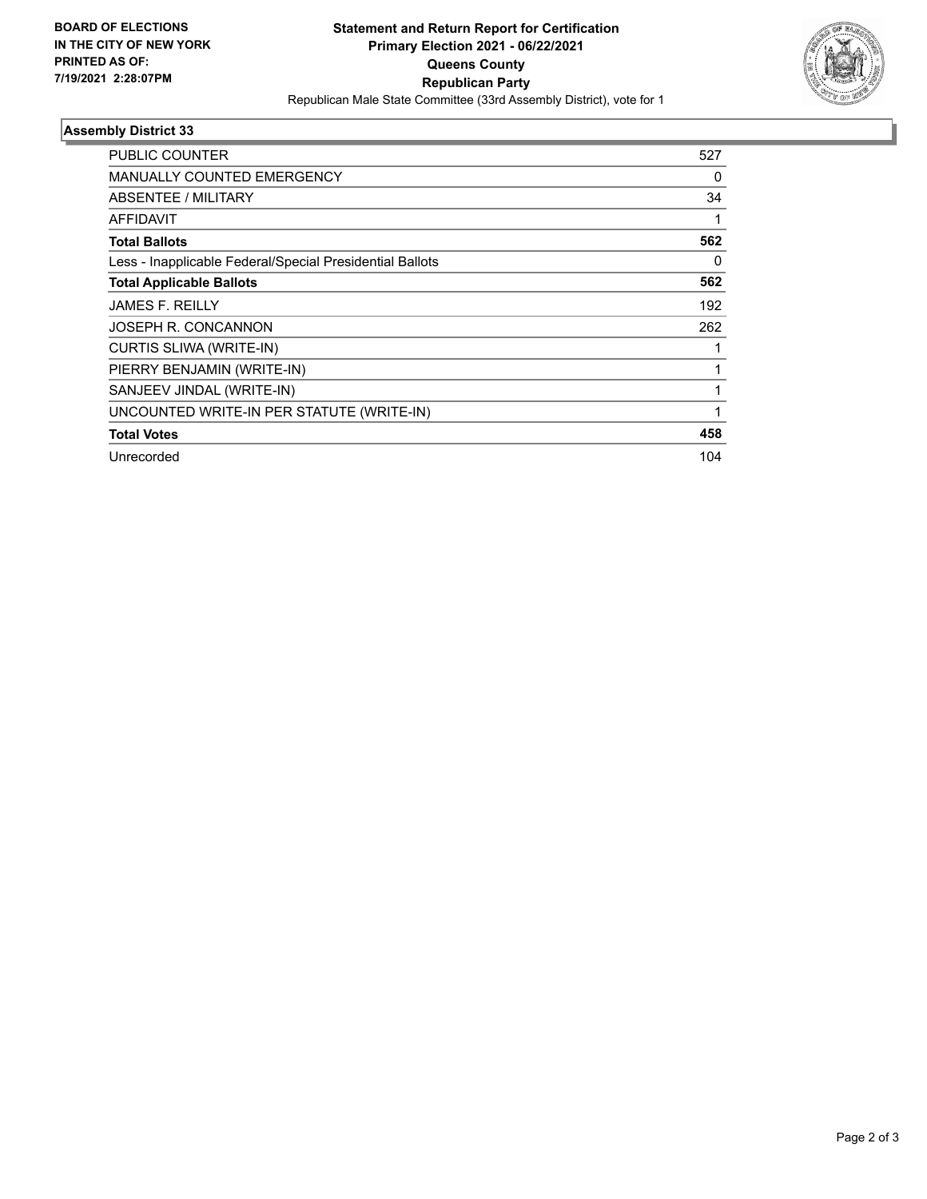**BOARD OF ELECTIONS IN THE CITY OF NEW YORK**
**PRINTED AS OF: 7/19/2021 2:28:07PM**

**Statement and Return Report for Certification**
**Primary Election 2021 - 06/22/2021**
**Queens County**
**Republican Party**
Republican Male State Committee (33rd Assembly District), vote for 1

### Assembly District 33

| | |
|---|---|
| PUBLIC COUNTER | 527 |
| MANUALLY COUNTED EMERGENCY | 0 |
| ABSENTEE / MILITARY | 34 |
| AFFIDAVIT | 1 |
| **Total Ballots** | **562** |
| Less - Inapplicable Federal/Special Presidential Ballots | 0 |
| **Total Applicable Ballots** | **562** |
| JAMES F. REILLY | 192 |
| JOSEPH R. CONCANNON | 262 |
| CURTIS SLIWA (WRITE-IN) | 1 |
| PIERRY BENJAMIN (WRITE-IN) | 1 |
| SANJEEV JINDAL (WRITE-IN) | 1 |
| UNCOUNTED WRITE-IN PER STATUTE (WRITE-IN) | 1 |
| **Total Votes** | **458** |
| Unrecorded | 104 |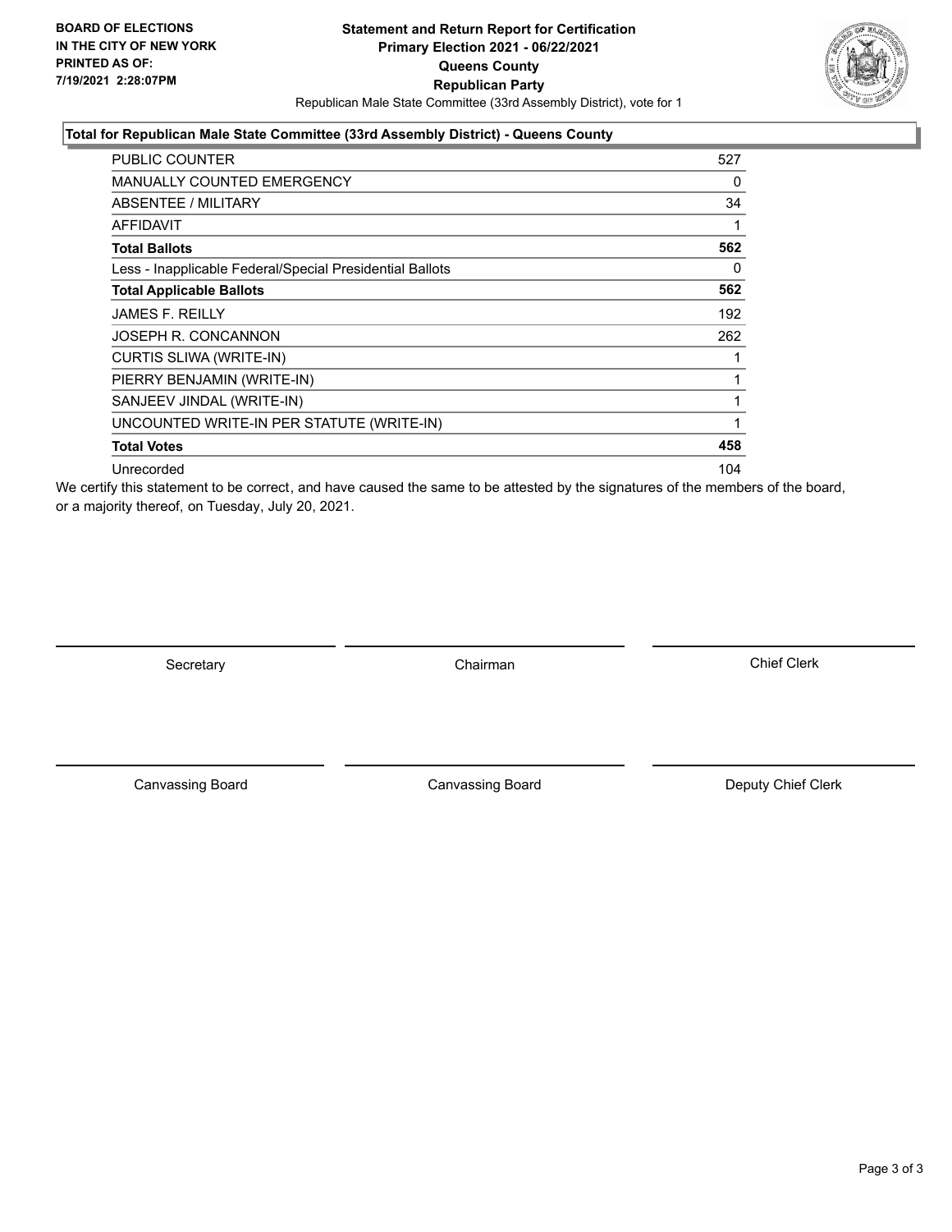**BOARD OF ELECTIONS IN THE CITY OF NEW YORK PRINTED AS OF: 7/19/2021 2:28:07PM**

**Statement and Return Report for Certification**
**Primary Election 2021 - 06/22/2021**
**Queens County**
**Republican Party**
Republican Male State Committee (33rd Assembly District), vote for 1

**Total for Republican Male State Committee (33rd Assembly District) - Queens County**

| | |
|---|---|
| PUBLIC COUNTER | 527 |
| MANUALLY COUNTED EMERGENCY | 0 |
| ABSENTEE / MILITARY | 34 |
| AFFIDAVIT | 1 |
| **Total Ballots** | **562** |
| Less - Inapplicable Federal/Special Presidential Ballots | 0 |
| **Total Applicable Ballots** | **562** |
| JAMES F. REILLY | 192 |
| JOSEPH R. CONCANNON | 262 |
| CURTIS SLIWA (WRITE-IN) | 1 |
| PIERRY BENJAMIN (WRITE-IN) | 1 |
| SANJEEV JINDAL (WRITE-IN) | 1 |
| UNCOUNTED WRITE-IN PER STATUTE (WRITE-IN) | 1 |
| **Total Votes** | **458** |
| Unrecorded | 104 |

We certify this statement to be correct, and have caused the same to be attested by the signatures of the members of the board, or a majority thereof, on Tuesday, July 20, 2021.

Secretary

Chairman

Chief Clerk

Canvassing Board

Canvassing Board

Deputy Chief Clerk